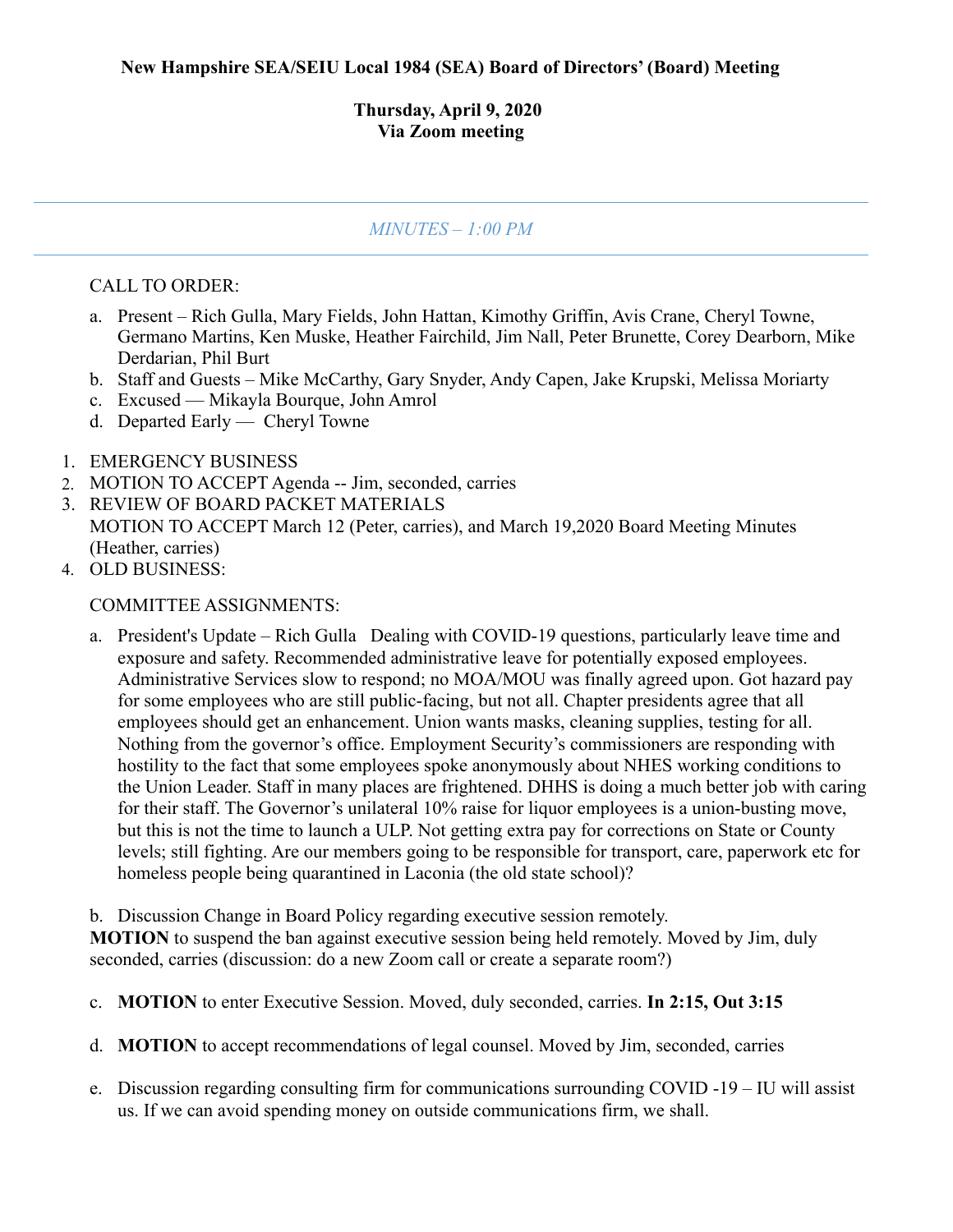**New Hampshire SEA/SEIU Local 1984 (SEA) Board of Directors' (Board) Meeting**

**Thursday, April 9, 2020**
**Via Zoom meeting**

---

*MINUTES – 1:00 PM*

---

CALL TO ORDER:

a. Present – Rich Gulla, Mary Fields, John Hattan, Kimothy Griffin, Avis Crane, Cheryl Towne, Germano Martins, Ken Muske, Heather Fairchild, Jim Nall, Peter Brunette, Corey Dearborn, Mike Derdarian, Phil Burt
b. Staff and Guests – Mike McCarthy, Gary Snyder, Andy Capen, Jake Krupski, Melissa Moriarty
c. Excused — Mikayla Bourque, John Amrol
d. Departed Early — Cheryl Towne

1. EMERGENCY BUSINESS
2. MOTION TO ACCEPT Agenda -- Jim, seconded, carries
3. REVIEW OF BOARD PACKET MATERIALS
   MOTION TO ACCEPT March 12 (Peter, carries), and March 19,2020 Board Meeting Minutes (Heather, carries)
4. OLD BUSINESS:

COMMITTEE ASSIGNMENTS:

a. President's Update – Rich Gulla Dealing with COVID-19 questions, particularly leave time and exposure and safety. Recommended administrative leave for potentially exposed employees. Administrative Services slow to respond; no MOA/MOU was finally agreed upon. Got hazard pay for some employees who are still public-facing, but not all. Chapter presidents agree that all employees should get an enhancement. Union wants masks, cleaning supplies, testing for all. Nothing from the governor's office. Employment Security's commissioners are responding with hostility to the fact that some employees spoke anonymously about NHES working conditions to the Union Leader. Staff in many places are frightened. DHHS is doing a much better job with caring for their staff. The Governor's unilateral 10% raise for liquor employees is a union-busting move, but this is not the time to launch a ULP. Not getting extra pay for corrections on State or County levels; still fighting. Are our members going to be responsible for transport, care, paperwork etc for homeless people being quarantined in Laconia (the old state school)?

b. Discussion Change in Board Policy regarding executive session remotely.
**MOTION** to suspend the ban against executive session being held remotely. Moved by Jim, duly seconded, carries (discussion: do a new Zoom call or create a separate room?)

c. **MOTION** to enter Executive Session. Moved, duly seconded, carries. **In 2:15, Out 3:15**

d. **MOTION** to accept recommendations of legal counsel. Moved by Jim, seconded, carries

e. Discussion regarding consulting firm for communications surrounding COVID -19 – IU will assist us. If we can avoid spending money on outside communications firm, we shall.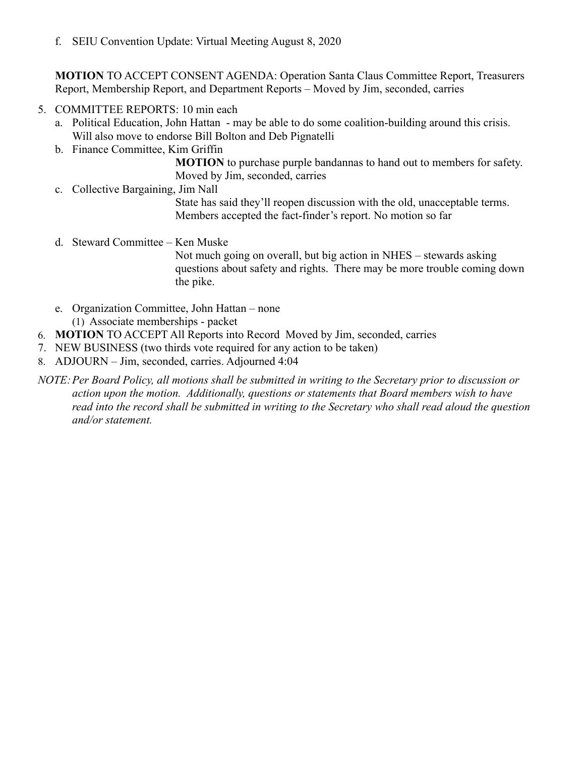f. SEIU Convention Update: Virtual Meeting August 8, 2020

**MOTION** TO ACCEPT CONSENT AGENDA: Operation Santa Claus Committee Report, Treasurers Report, Membership Report, and Department Reports – Moved by Jim, seconded, carries

5. COMMITTEE REPORTS: 10 min each
   a. Political Education, John Hattan - may be able to do some coalition-building around this crisis. Will also move to endorse Bill Bolton and Deb Pignatelli
   b. Finance Committee, Kim Griffin

      **MOTION** to purchase purple bandannas to hand out to members for safety. Moved by Jim, seconded, carries
   c. Collective Bargaining, Jim Nall

      State has said they'll reopen discussion with the old, unacceptable terms. Members accepted the fact-finder's report. No motion so far
   d. Steward Committee – Ken Muske

      Not much going on overall, but big action in NHES – stewards asking questions about safety and rights. There may be more trouble coming down the pike.
   e. Organization Committee, John Hattan – none
      (1) Associate memberships - packet
6. **MOTION** TO ACCEPT All Reports into Record Moved by Jim, seconded, carries
7. NEW BUSINESS (two thirds vote required for any action to be taken)
8. ADJOURN – Jim, seconded, carries. Adjourned 4:04

*NOTE: Per Board Policy, all motions shall be submitted in writing to the Secretary prior to discussion or action upon the motion. Additionally, questions or statements that Board members wish to have read into the record shall be submitted in writing to the Secretary who shall read aloud the question and/or statement.*